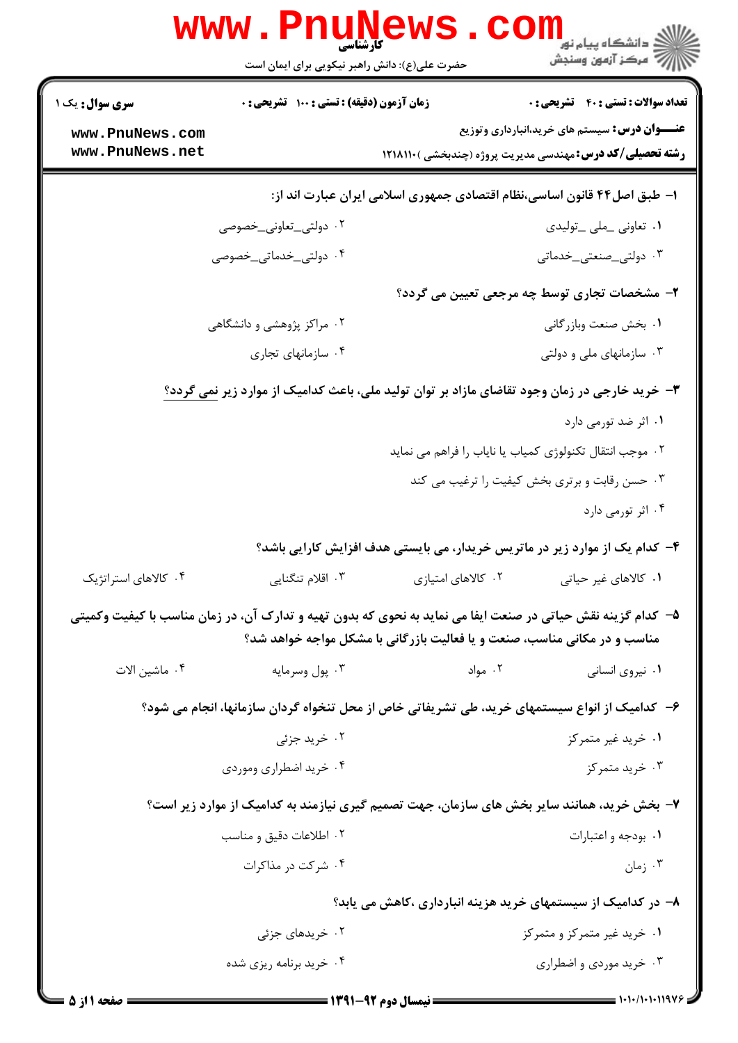**کارشناسی**

حضرت علی(ع): دانش راهبر نیکویی برای ایمان است

**سری سوال:** یک ۱

**زمان آزمون (دقیقه) : تستی : ۱۰۰ تشریحی : ۰**

**تعداد سوالات : تستی : ۴۰ تشریحی : ۰**

**عنـــوان درس:** سیستم های خرید،انبارداری وتوزیع

**رشته تحصیلی/کد درس:** مهندسی مدیریت پروژه (چندبخشی )۱۲۱۸۱۱۰

**۱- طبق اصل۴۴ قانون اساسی،نظام اقتصادی جمهوری اسلامی ایران عبارت اند از:**

۱. تعاونی ـملی ـتولیدی

۲. دولتی_تعاونی_خصوصی

۳. دولتی_صنعتی_خدماتی

۴. دولتی_خدماتی_خصوصی

**۲- مشخصات تجاری توسط چه مرجعی تعیین می گردد؟**

۱. بخش صنعت وبازرگانی

۲. مراکز پژوهشی و دانشگاهی

۳. سازمانهای ملی و دولتی

۴. سازمانهای تجاری

**۳- خرید خارجی در زمان وجود تقاضای مازاد بر توان تولید ملی، باعث کدامیک از موارد زیر نمی گردد؟**

۱. اثر ضد تورمی دارد

۲. موجب انتقال تکنولوژی کمیاب یا نایاب را فراهم می نماید

۳. حسن رقابت و برتری بخش کیفیت را ترغیب می کند

۴. اثر تورمی دارد

**۴- کدام یک از موارد زیر در ماتریس خریدار، می بایستی هدف افزایش کارایی باشد؟**

۱. کالاهای غیر حیاتی

۲. کالاهای امتیازی

۳. اقلام تنگنایی

۴. کالاهای استراتژیک

**۵- کدام گزینه نقش حیاتی در صنعت ایفا می نماید به نحوی که بدون تهیه و تدارک آن، در زمان مناسب با کیفیت وکمیتی مناسب و در مکانی مناسب، صنعت و یا فعالیت بازرگانی با مشکل مواجه خواهد شد؟**

۱. نیروی انسانی

۲. مواد

۳. پول وسرمایه

۴. ماشین الات

**۶- کدامیک از انواع سیستمهای خرید، طی تشریفاتی خاص از محل تنخواه گردان سازمانها، انجام می شود؟**

۱. خرید غیر متمرکز

۲. خرید جزئی

۳. خرید متمرکز

۴. خرید اضطراری وموردی

**۷- بخش خرید، همانند سایر بخش های سازمان، جهت تصمیم گیری نیازمند به کدامیک از موارد زیر است؟**

۱. بودجه و اعتبارات

۲. اطلاعات دقیق و مناسب

۳. زمان

۴. شرکت در مذاکرات

**۸- در کدامیک از سیستمهای خرید هزینه انبارداری ،کاهش می یابد؟**

۱. خرید غیر متمرکز و متمرکز

۲. خریدهای جزئی

۳. خرید موردی و اضطراری

۴. خرید برنامه ریزی شده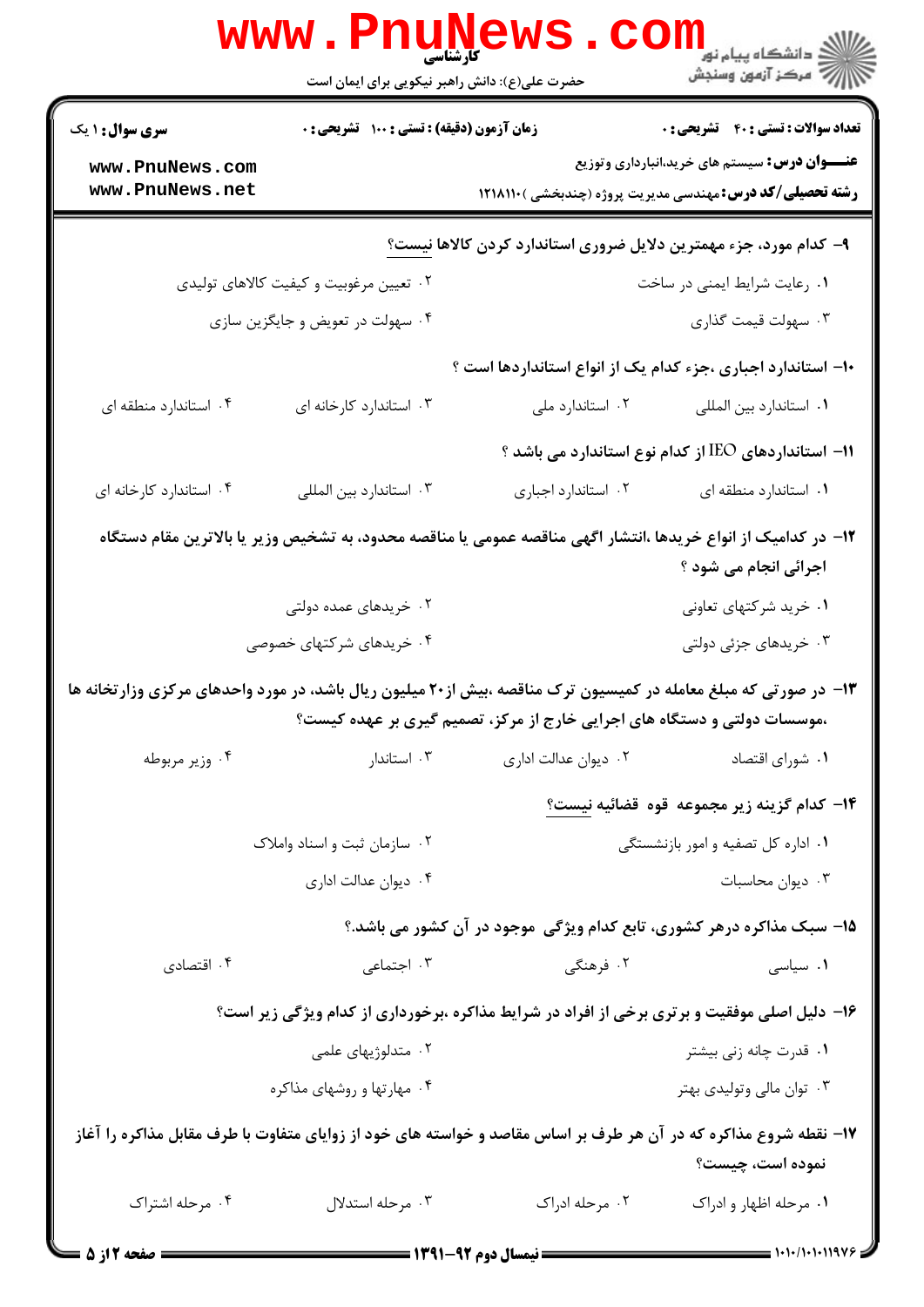**سری سوال: ۱ یک** | **زمان آزمون (دقیقه) : تستی : ۱۰۰ تشریحی : ۰** | **تعداد سوالات : تستی : ۴۰ تشریحی : ۰**

**عنـــوان درس:** سیستم های خرید،انبارداری وتوزیع

**رشته تحصیلی/کد درس:** مهندسی مدیریت پروژه (چندبخشی )۱۲۱۸۱۱۰

۹- کدام مورد، جزء مهمترین دلایل ضروری استاندارد کردن کالاها نیست؟

۱. رعایت شرایط ایمنی در ساخت
۲. تعیین مرغوبیت و کیفیت کالاهای تولیدی
۳. سهولت قیمت گذاری
۴. سهولت در تعویض و جایگزین سازی

۱۰- استاندارد اجباری ،جزء کدام یک از انواع استانداردها است ؟

۱. استاندارد بین المللی
۲. استاندارد ملی
۳. استاندارد کارخانه ای
۴. استاندارد منطقه ای

۱۱- استانداردهای IEO از کدام نوع استاندارد می باشد ؟

۱. استاندارد منطقه ای
۲. استاندارد اجباری
۳. استاندارد بین المللی
۴. استاندارد کارخانه ای

۱۲- در کدامیک از انواع خریدها ،انتشار اگهی مناقصه عمومی یا مناقصه محدود، به تشخیص وزیر یا بالاترین مقام دستگاه اجرائی انجام می شود ؟

۱. خرید شرکتهای تعاونی
۲. خریدهای عمده دولتی
۳. خریدهای جزئی دولتی
۴. خریدهای شرکتهای خصوصی

۱۳- در صورتی که مبلغ معامله در کمیسیون ترک مناقصه ،بیش از۲۰ میلیون ریال باشد، در مورد واحدهای مرکزی وزارتخانه ها ،موسسات دولتی و دستگاه های اجرایی خارج از مرکز، تصمیم گیری بر عهده کیست؟

۱. شورای اقتصاد
۲. دیوان عدالت اداری
۳. استاندار
۴. وزیر مربوطه

۱۴- کدام گزینه زیر مجموعه قوه قضائیه نیست؟

۱. اداره کل تصفیه و امور بازنشستگی
۲. سازمان ثبت و اسناد واملاک
۳. دیوان محاسبات
۴. دیوان عدالت اداری

۱۵- سبک مذاکره درهر کشوری، تابع کدام ویژگی موجود در آن کشور می باشد.؟

۱. سیاسی
۲. فرهنگی
۳. اجتماعی
۴. اقتصادی

۱۶- دلیل اصلی موفقیت و برتری برخی از افراد در شرایط مذاکره ،برخورداری از کدام ویژگی زیر است؟

۱. قدرت چانه زنی بیشتر
۲. متدلوژیهای علمی
۳. توان مالی وتولیدی بهتر
۴. مهارتها و روشهای مذاکره

۱۷- نقطه شروع مذاکره که در آن هر طرف بر اساس مقاصد و خواسته های خود از زوایای متفاوت با طرف مقابل مذاکره را آغاز نموده است، چیست؟

۱. مرحله اظهار و ادراک
۲. مرحله ادراک
۳. مرحله استدلال
۴. مرحله اشتراک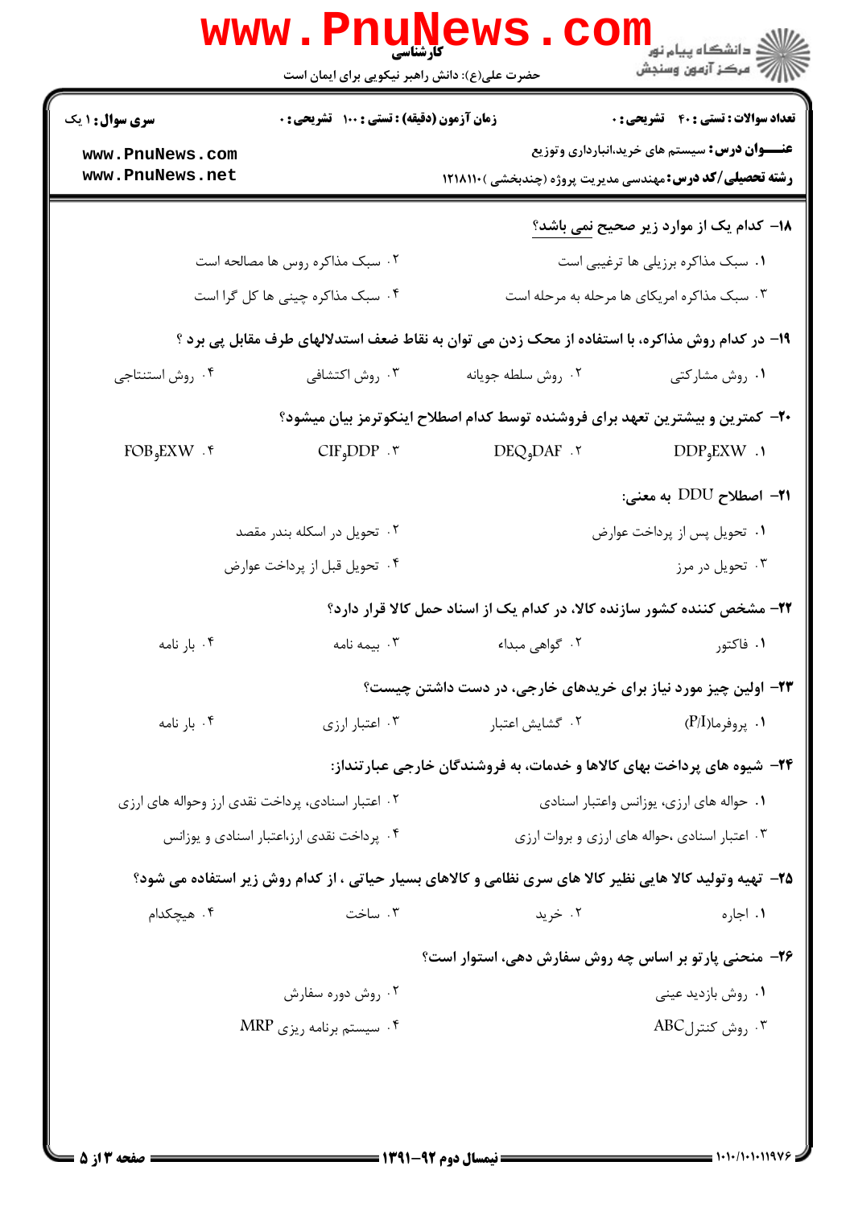**تعداد سوالات : تستی : ۴۰ تشریحی : ۰** | **زمان آزمون (دقیقه) : تستی : ۱۰۰ تشریحی : ۰** | **سری سوال : ۱ یک**

**عنـــوان درس:** سیستم های خرید،انبارداری وتوزیع

**رشته تحصیلی/کد درس:** مهندسی مدیریت پروژه (چندبخشی )۱۲۱۸۱۱۰

۱۸- کدام یک از موارد زیر صحیح نمی باشد؟

۱. سبک مذاکره برزیلی ها ترغیبی است

۲. سبک مذاکره روس ها مصالحه است

۳. سبک مذاکره امریکای ها مرحله به مرحله است

۴. سبک مذاکره چینی ها کل گرا است

۱۹- در کدام روش مذاکره، با استفاده از محک زدن می توان به نقاط ضعف استدلالهای طرف مقابل پی برد ؟

۱. روش مشارکتی

۲. روش سلطه جویانه

۳. روش اکتشافی

۴. روش استنتاجی

۲۰- کمترین و بیشترین تعهد برای فروشنده توسط کدام اصطلاح اینکوترمز بیان میشود؟

۱. DDP،EXW

۲. DEQ،DAF

۳. CIF،DDP

۴. FOB،EXW

۲۱- اصطلاح DDU به معنی:

۱. تحویل پس از پرداخت عوارض

۲. تحویل در اسکله بندر مقصد

۳. تحویل در مرز

۴. تحویل قبل از پرداخت عوارض

۲۲- مشخص کننده کشور سازنده کالا، در کدام یک از اسناد حمل کالا قرار دارد؟

۱. فاکتور

۲. گواهی مبداء

۳. بیمه نامه

۴. بار نامه

۲۳- اولین چیز مورد نیاز برای خریدهای خارجی، در دست داشتن چیست؟

۱. پروفرما(P/I)

۲. گشایش اعتبار

۳. اعتبار ارزی

۴. بار نامه

۲۴- شیوه های پرداخت بهای کالاها و خدمات، به فروشندگان خارجی عبارتنداز:

۱. حواله های ارزی، یوزانس واعتبار اسنادی

۲. اعتبار اسنادی، پرداخت نقدی ارز وحواله های ارزی

۳. اعتبار اسنادی ،حواله های ارزی و بروات ارزی

۴. پرداخت نقدی ارز،اعتبار اسنادی و یوزانس

۲۵- تهیه وتولید کالا هایی نظیر کالا های سری نظامی و کالاهای بسیار حیاتی ، از کدام روش زیر استفاده می شود؟

۱. اجاره

۲. خرید

۳. ساخت

۴. هیچکدام

۲۶- منحنی پارتو بر اساس چه روش سفارش دهی، استوار است؟

۱. روش بازدید عینی

۲. روش دوره سفارش

۳. روش کنترل ABC

۴. سیستم برنامه ریزی MRP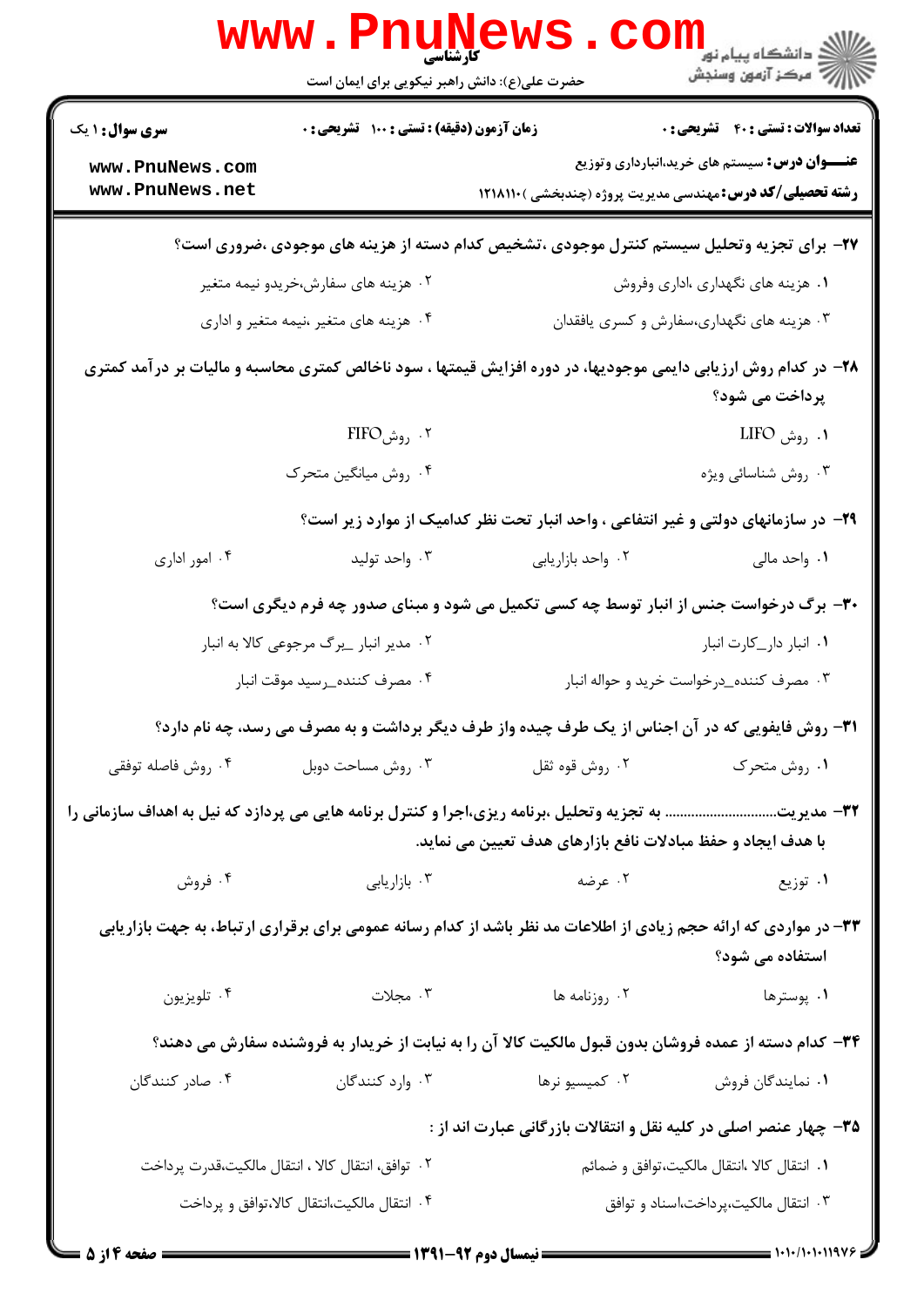**تعداد سوالات : تستی : ۴۰ تشریحی : ۰** | **زمان آزمون (دقیقه) : تستی : ۱۰۰ تشریحی : ۰** | **سری سوال : ۱ یک**

**عنوان درس:** سیستم های خرید،انبارداری وتوزیع

**رشته تحصیلی/کد درس:** مهندسی مدیریت پروژه (چندبخشی )۱۲۱۸۱۱۰

**۲۷- برای تجزیه وتحلیل سیستم کنترل موجودی ،تشخیص کدام دسته از هزینه های موجودی ،ضروری است؟**

۱. هزینه های نگهداری ،اداری وفروش

۲. هزینه های سفارش،خریدو نیمه متغیر

۳. هزینه های نگهداری،سفارش و کسری یافقدان

۴. هزینه های متغیر ،نیمه متغیر و اداری

**۲۸- در کدام روش ارزیابی دایمی موجودیها، در دوره افزایش قیمتها ، سود ناخالص کمتری محاسبه و مالیات بر درآمد کمتری پرداخت می شود؟**

۱. روش LIFO

۲. روش FIFO

۳. روش شناسائی ویژه

۴. روش میانگین متحرک

**۲۹- در سازمانهای دولتی و غیر انتفاعی ، واحد انبار تحت نظر کدامیک از موارد زیر است؟**

۱. واحد مالی

۲. واحد بازاریابی

۳. واحد تولید

۴. امور اداری

**۳۰- برگ درخواست جنس از انبار توسط چه کسی تکمیل می شود و مبنای صدور چه فرم دیگری است؟**

۱. انبار دار_کارت انبار

۲. مدیر انبار _برگ مرجوعی کالا به انبار

۳. مصرف کننده_درخواست خرید و حواله انبار

۴. مصرف کننده_رسید موقت انبار

**۳۱- روش فایفویی که در آن اجناس از یک طرف چیده واز طرف دیگر برداشت و به مصرف می رسد، چه نام دارد؟**

۱. روش متحرک

۲. روش قوه ثقل

۳. روش مساحت دوبل

۴. روش فاصله توقفی

**۳۲- مدیریت............................. به تجزیه وتحلیل ،برنامه ریزی،اجرا و کنترل برنامه هایی می پردازد که نیل به اهداف سازمانی را با هدف ایجاد و حفظ مبادلات نافع بازارهای هدف تعیین می نماید.**

۱. توزیع

۲. عرضه

۳. بازاریابی

۴. فروش

**۳۳- در مواردی که ارائه حجم زیادی از اطلاعات مد نظر باشد از کدام رسانه عمومی برای برقراری ارتباط، به جهت بازاریابی استفاده می شود؟**

۱. پوسترها

۲. روزنامه ها

۳. مجلات

۴. تلویزیون

**۳۴- کدام دسته از عمده فروشان بدون قبول مالکیت کالا آن را به نیابت از خریدار به فروشنده سفارش می دهند؟**

۱. نمایندگان فروش

۲. کمیسیو نرها

۳. وارد کنندگان

۴. صادر کنندگان

**۳۵- چهار عنصر اصلی در کلیه نقل و انتقالات بازرگانی عبارت اند از :**

۱. انتقال کالا ،انتقال مالکیت،توافق و ضمائم

۲. توافق، انتقال کالا ، انتقال مالکیت،قدرت پرداخت

۳. انتقال مالکیت،پرداخت،اسناد و توافق

۴. انتقال مالکیت،انتقال کالا،توافق و پرداخت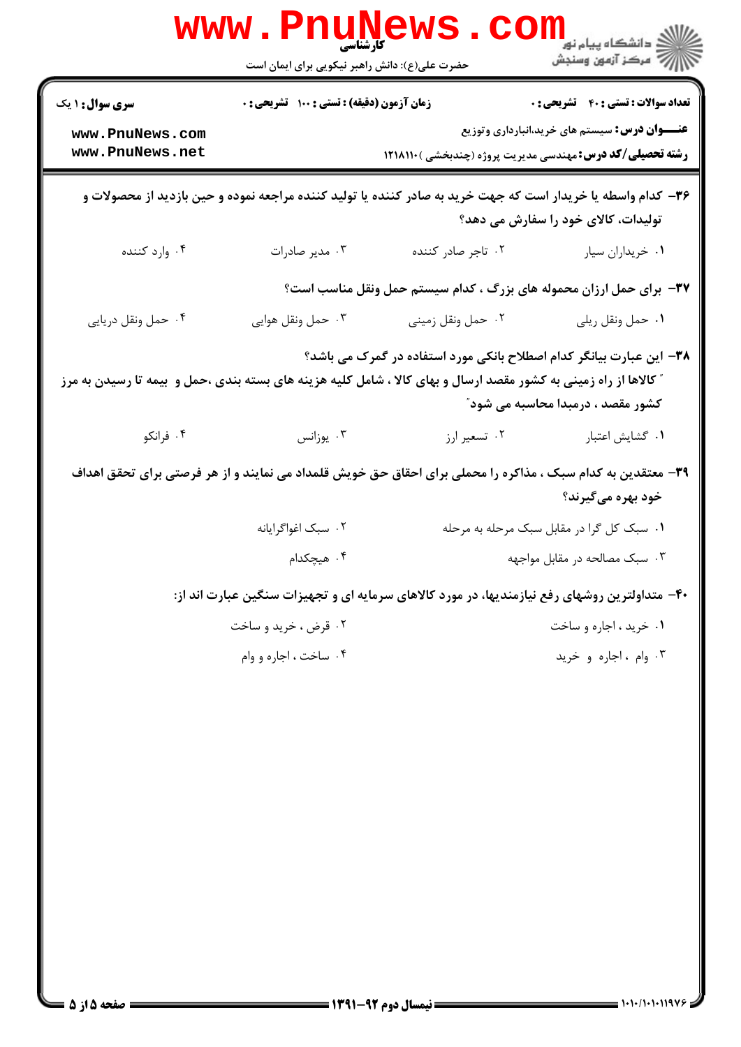۳۶- کدام واسطه یا خریدار است که جهت خرید به صادر کننده یا تولید کننده مراجعه نموده و حین بازدید از محصولات و تولیدات، کالای خود را سفارش می دهد؟

۱. خریداران سیار
۲. تاجر صادر کننده
۳. مدیر صادرات
۴. وارد کننده

۳۷- برای حمل ارزان محموله های بزرگ ، کدام سیستم حمل ونقل مناسب است؟

۱. حمل ونقل ریلی
۲. حمل ونقل زمینی
۳. حمل ونقل هوایی
۴. حمل ونقل دریایی

۳۸- این عبارت بیانگر کدام اصطلاح بانکی مورد استفاده در گمرک می باشد؟
" کالاها از راه زمینی به کشور مقصد ارسال و بهای کالا ، شامل کلیه هزینه های بسته بندی ،حمل و بیمه تا رسیدن به مرز کشور مقصد ، درمبدا محاسبه می شود"

۱. گشایش اعتبار
۲. تسعیر ارز
۳. یوزانس
۴. فرانکو

۳۹- معتقدین به کدام سبک ، مذاکره را محملی برای احقاق حق خویش قلمداد می نمایند و از هر فرصتی برای تحقق اهداف خود بهره می‌گیرند؟

۱. سبک کل گرا در مقابل سبک مرحله به مرحله
۲. سبک اغواگرایانه
۳. سبک مصالحه در مقابل مواجهه
۴. هیچکدام

۴۰- متداولترین روشهای رفع نیازمندیها، در مورد کالاهای سرمایه ای و تجهیزات سنگین عبارت اند از:

۱. خرید ، اجاره و ساخت
۲. قرض ، خرید و ساخت
۳. وام ، اجاره و خرید
۴. ساخت ، اجاره و وام